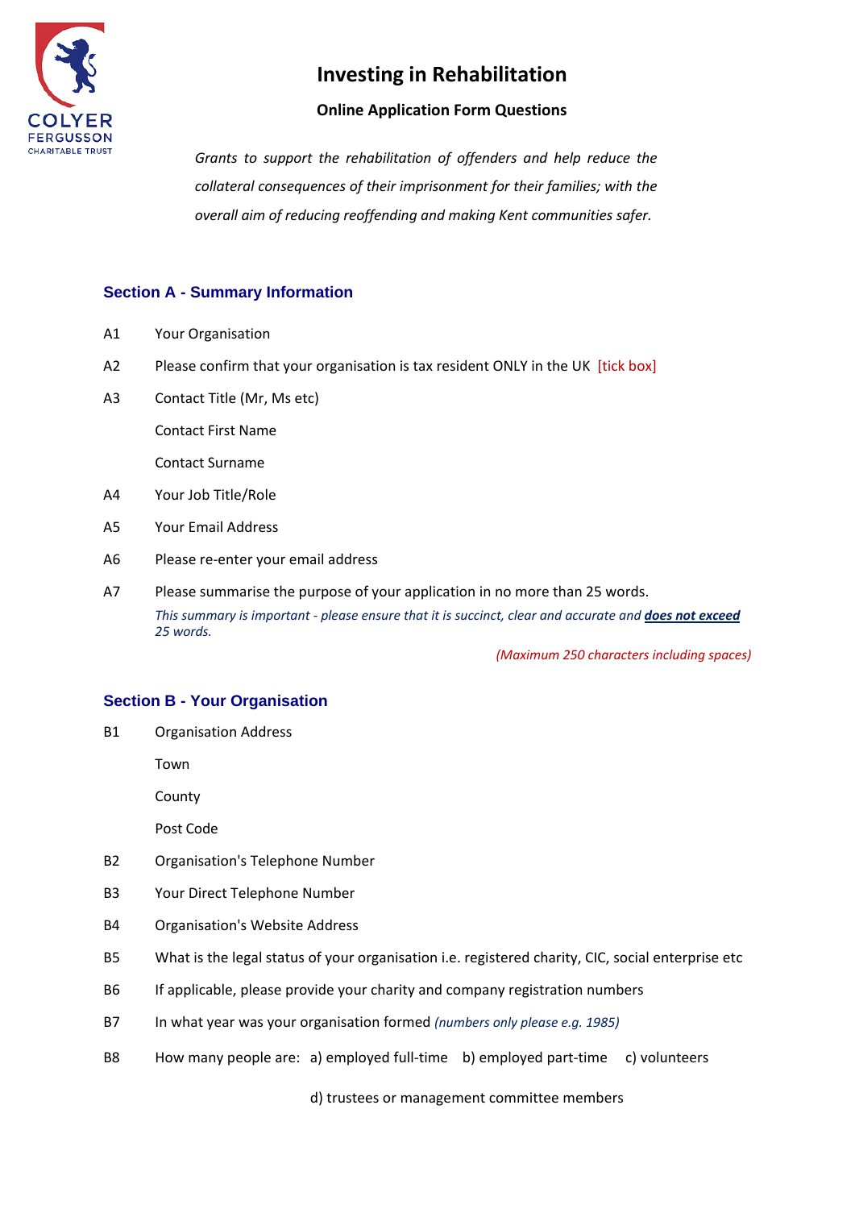COLYER FERGUSSON CHARITABLE TRUST

# Investing in Rehabilitation

**Online Application Form Questions**

*Grants to support the rehabilitation of offenders and help reduce the collateral consequences of their imprisonment for their families; with the overall aim of reducing reoffending and making Kent communities safer.*

## Section A - Summary Information

A1 Your Organisation

A2 Please confirm that your organisation is tax resident ONLY in the UK [tick box]

A3 Contact Title (Mr, Ms etc)

Contact First Name

Contact Surname

A4 Your Job Title/Role

A5 Your Email Address

A6 Please re-enter your email address

A7 Please summarise the purpose of your application in no more than 25 words.

*This summary is important - please ensure that it is succinct, clear and accurate and* ***does not exceed*** *25 words.*

*(Maximum 250 characters including spaces)*

## Section B - Your Organisation

B1 Organisation Address

Town

County

Post Code

B2 Organisation's Telephone Number

B3 Your Direct Telephone Number

B4 Organisation's Website Address

B5 What is the legal status of your organisation i.e. registered charity, CIC, social enterprise etc

B6 If applicable, please provide your charity and company registration numbers

B7 In what year was your organisation formed *(numbers only please e.g. 1985)*

B8 How many people are: a) employed full-time b) employed part-time c) volunteers

d) trustees or management committee members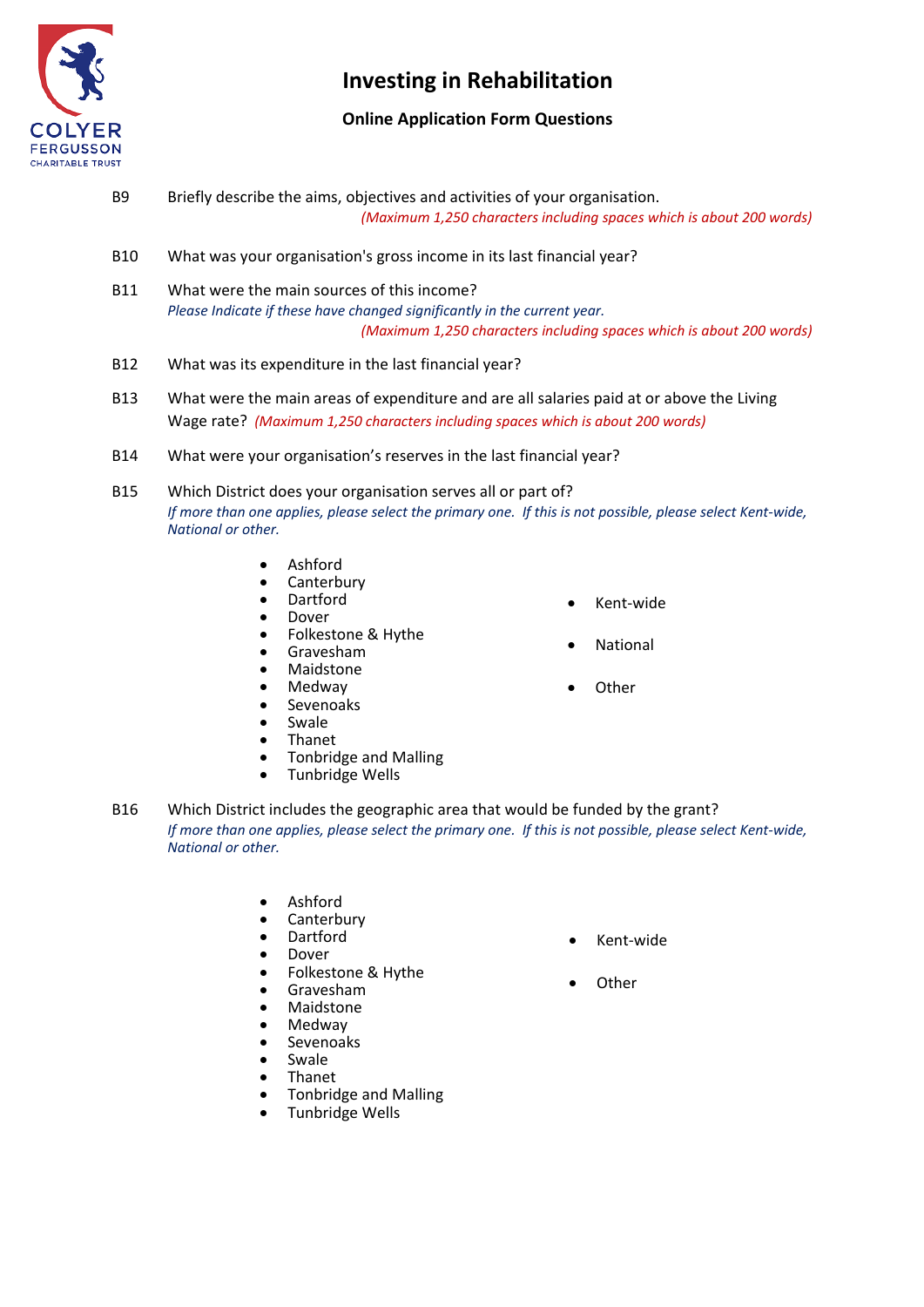# Investing in Rehabilitation

## Online Application Form Questions

B9 Briefly describe the aims, objectives and activities of your organisation.
*(Maximum 1,250 characters including spaces which is about 200 words)*

B10 What was your organisation's gross income in its last financial year?

B11 What were the main sources of this income?
*Please Indicate if these have changed significantly in the current year.*
*(Maximum 1,250 characters including spaces which is about 200 words)*

B12 What was its expenditure in the last financial year?

B13 What were the main areas of expenditure and are all salaries paid at or above the Living Wage rate? *(Maximum 1,250 characters including spaces which is about 200 words)*

B14 What were your organisation's reserves in the last financial year?

B15 Which District does your organisation serves all or part of?
*If more than one applies, please select the primary one. If this is not possible, please select Kent-wide, National or other.*

- Ashford
- Canterbury
- Dartford
- Dover
- Folkestone & Hythe
- Gravesham
- Maidstone
- Medway
- Sevenoaks
- Swale
- Thanet
- Tonbridge and Malling
- Tunbridge Wells
- Kent-wide
- National
- Other

B16 Which District includes the geographic area that would be funded by the grant?
*If more than one applies, please select the primary one. If this is not possible, please select Kent-wide, National or other.*

- Ashford
- Canterbury
- Dartford
- Dover
- Folkestone & Hythe
- Gravesham
- Maidstone
- Medway
- Sevenoaks
- Swale
- Thanet
- Tonbridge and Malling
- Tunbridge Wells
- Kent-wide
- Other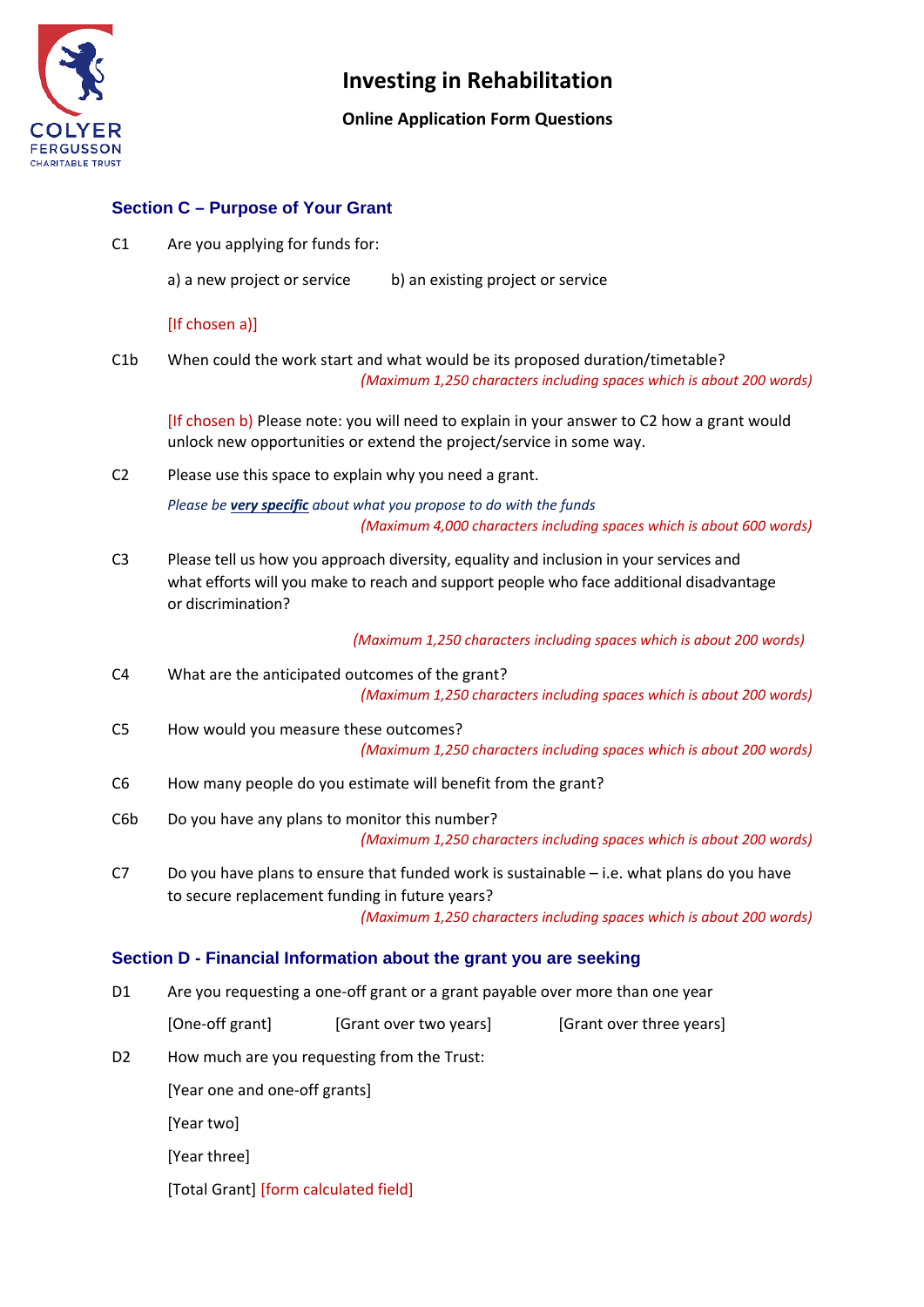COLYER FERGUSSON CHARITABLE TRUST

# Investing in Rehabilitation

**Online Application Form Questions**

## Section C – Purpose of Your Grant

C1 Are you applying for funds for:

a) a new project or service b) an existing project or service

[If chosen a)]

C1b When could the work start and what would be its proposed duration/timetable?
*(Maximum 1,250 characters including spaces which is about 200 words)*

[If chosen b) Please note: you will need to explain in your answer to C2 how a grant would unlock new opportunities or extend the project/service in some way.

C2 Please use this space to explain why you need a grant.

*Please be **very specific** about what you propose to do with the funds*
*(Maximum 4,000 characters including spaces which is about 600 words)*

C3 Please tell us how you approach diversity, equality and inclusion in your services and what efforts will you make to reach and support people who face additional disadvantage or discrimination?

*(Maximum 1,250 characters including spaces which is about 200 words)*

C4 What are the anticipated outcomes of the grant?
*(Maximum 1,250 characters including spaces which is about 200 words)*

C5 How would you measure these outcomes?
*(Maximum 1,250 characters including spaces which is about 200 words)*

C6 How many people do you estimate will benefit from the grant?

C6b Do you have any plans to monitor this number?
*(Maximum 1,250 characters including spaces which is about 200 words)*

C7 Do you have plans to ensure that funded work is sustainable – i.e. what plans do you have to secure replacement funding in future years?
*(Maximum 1,250 characters including spaces which is about 200 words)*

## Section D - Financial Information about the grant you are seeking

D1 Are you requesting a one-off grant or a grant payable over more than one year

[One-off grant] [Grant over two years] [Grant over three years]

D2 How much are you requesting from the Trust:

[Year one and one-off grants]

[Year two]

[Year three]

[Total Grant] [form calculated field]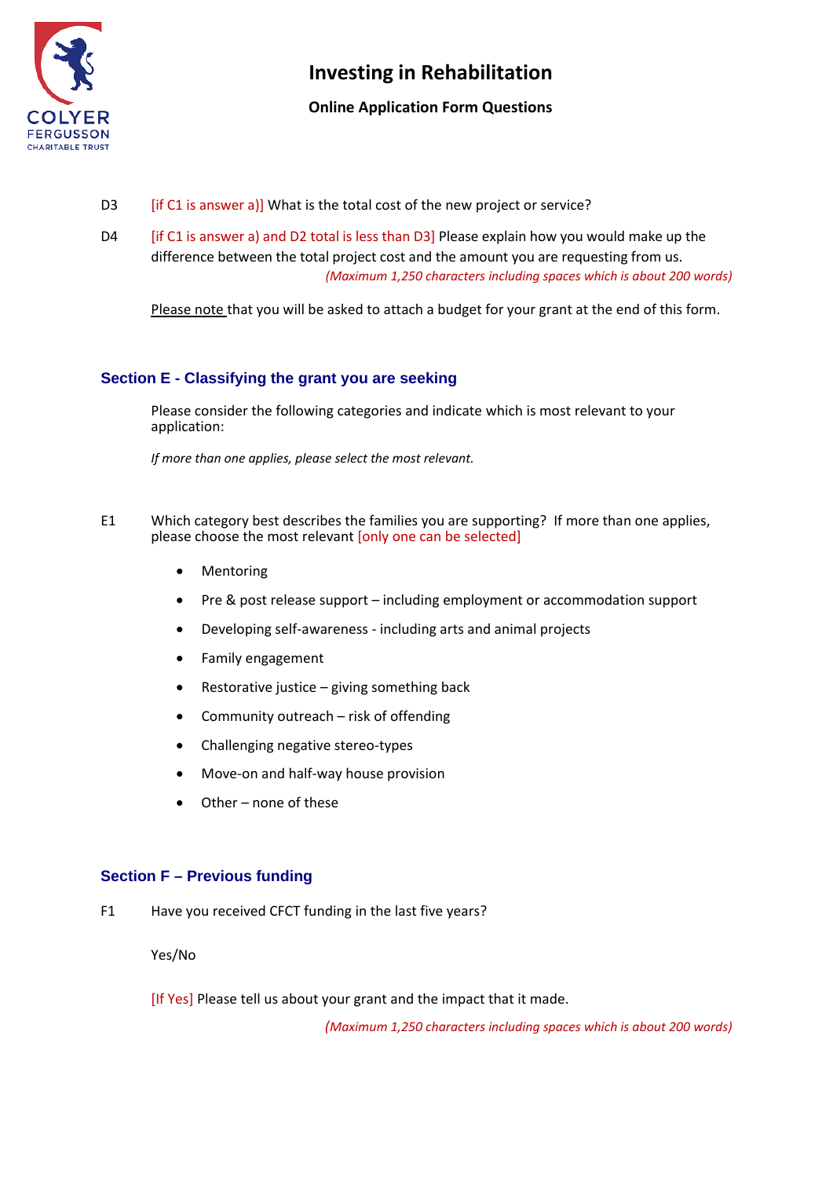# Investing in Rehabilitation

**Online Application Form Questions**

D3 [if C1 is answer a)] What is the total cost of the new project or service?

D4 [if C1 is answer a) and D2 total is less than D3] Please explain how you would make up the difference between the total project cost and the amount you are requesting from us.

*(Maximum 1,250 characters including spaces which is about 200 words)*

Please note that you will be asked to attach a budget for your grant at the end of this form.

## Section E - Classifying the grant you are seeking

Please consider the following categories and indicate which is most relevant to your application:

*If more than one applies, please select the most relevant.*

E1 Which category best describes the families you are supporting? If more than one applies, please choose the most relevant [only one can be selected]

- Mentoring
- Pre & post release support – including employment or accommodation support
- Developing self-awareness - including arts and animal projects
- Family engagement
- Restorative justice – giving something back
- Community outreach – risk of offending
- Challenging negative stereo-types
- Move-on and half-way house provision
- Other – none of these

## Section F – Previous funding

F1 Have you received CFCT funding in the last five years?

Yes/No

[If Yes] Please tell us about your grant and the impact that it made.

*(Maximum 1,250 characters including spaces which is about 200 words)*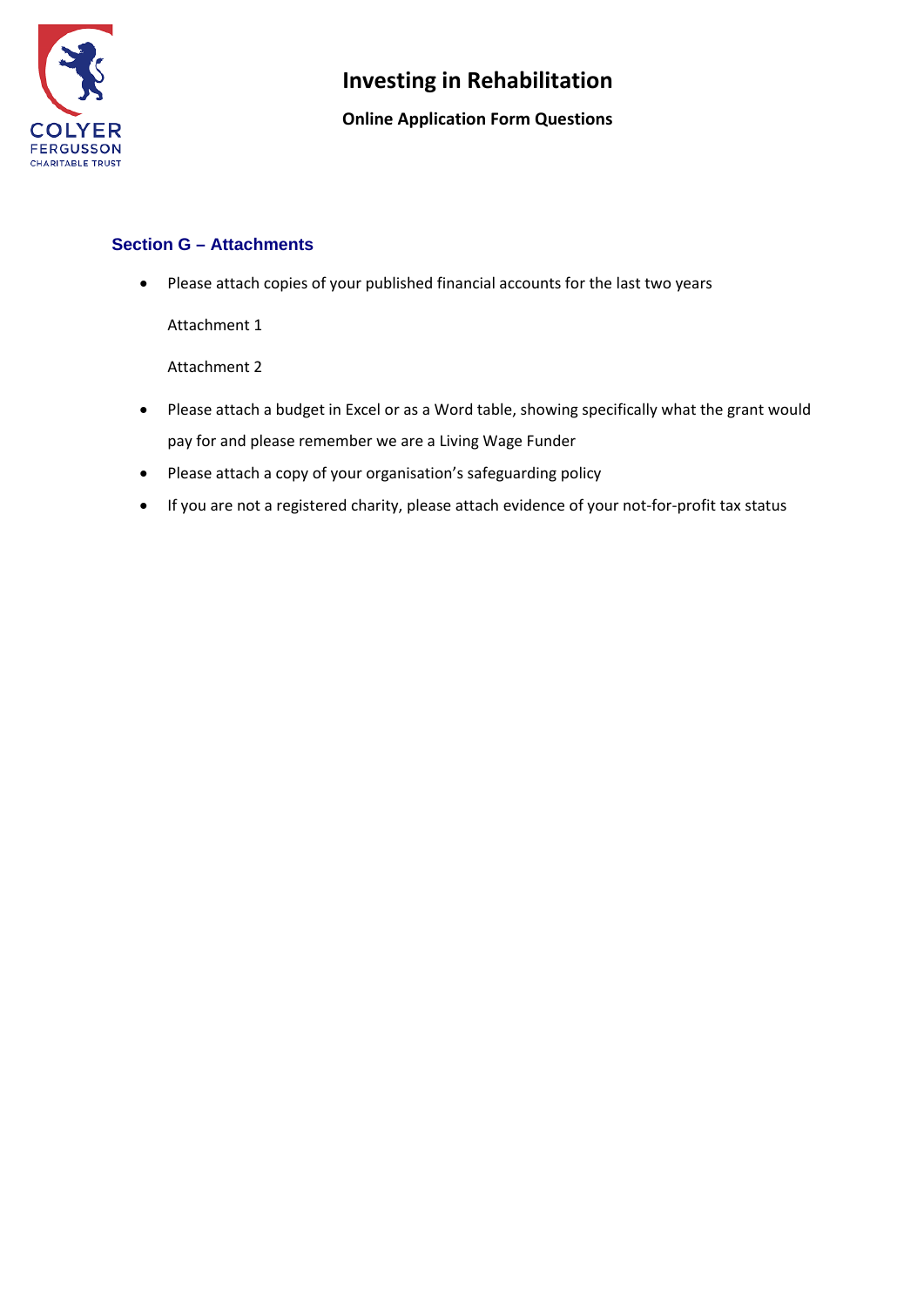# Investing in Rehabilitation

**Online Application Form Questions**

## Section G – Attachments

- Please attach copies of your published financial accounts for the last two years

  Attachment 1

  Attachment 2

- Please attach a budget in Excel or as a Word table, showing specifically what the grant would pay for and please remember we are a Living Wage Funder
- Please attach a copy of your organisation's safeguarding policy
- If you are not a registered charity, please attach evidence of your not-for-profit tax status